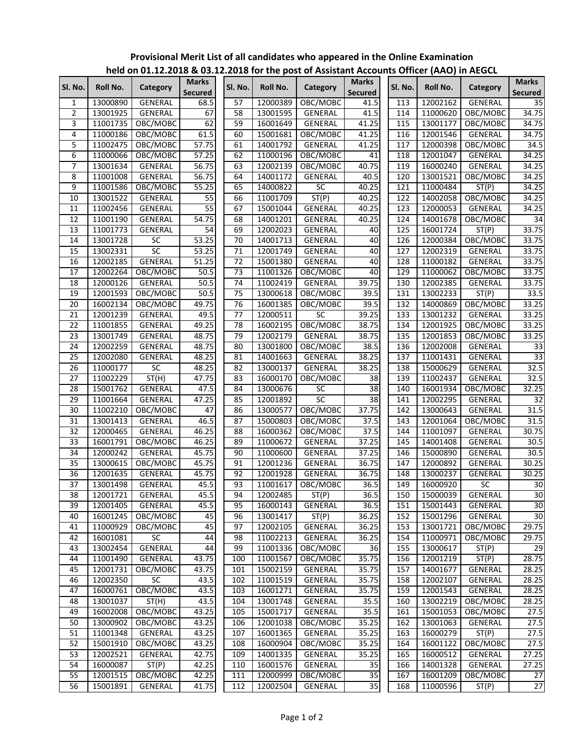**Provisional Merit List of all candidates who appeared in the Online Examination held on 01.12.2018 & 03.12.2018 for the post of Assistant Accounts Officer (AAO) in AEGCL**

| Sl. No. | Roll No. | Category | Marks Secured | Sl. No. | Roll No. | Category | Marks Secured | Sl. No. | Roll No. | Category | Marks Secured |
|---|---|---|---|---|---|---|---|---|---|---|---|
| 1 | 13000890 | GENERAL | 68.5 | 57 | 12000389 | OBC/MOBC | 41.5 | 113 | 12002162 | GENERAL | 35 |
| 2 | 13001925 | GENERAL | 67 | 58 | 13001595 | GENERAL | 41.5 | 114 | 11000620 | OBC/MOBC | 34.75 |
| 3 | 11001735 | OBC/MOBC | 62 | 59 | 16001649 | GENERAL | 41.25 | 115 | 13001177 | OBC/MOBC | 34.75 |
| 4 | 11000186 | OBC/MOBC | 61.5 | 60 | 15001681 | OBC/MOBC | 41.25 | 116 | 12001546 | GENERAL | 34.75 |
| 5 | 11002475 | OBC/MOBC | 57.75 | 61 | 14001792 | GENERAL | 41.25 | 117 | 12000398 | OBC/MOBC | 34.5 |
| 6 | 11000066 | OBC/MOBC | 57.25 | 62 | 11000196 | OBC/MOBC | 41 | 118 | 12001047 | GENERAL | 34.25 |
| 7 | 13001634 | GENERAL | 56.75 | 63 | 12002139 | OBC/MOBC | 40.75 | 119 | 16000240 | GENERAL | 34.25 |
| 8 | 11001008 | GENERAL | 56.75 | 64 | 14001172 | GENERAL | 40.5 | 120 | 13001521 | OBC/MOBC | 34.25 |
| 9 | 11001586 | OBC/MOBC | 55.25 | 65 | 14000822 | SC | 40.25 | 121 | 11000484 | ST(P) | 34.25 |
| 10 | 13001522 | GENERAL | 55 | 66 | 11001709 | ST(P) | 40.25 | 122 | 14002058 | OBC/MOBC | 34.25 |
| 11 | 11002456 | GENERAL | 55 | 67 | 15001044 | GENERAL | 40.25 | 123 | 12000053 | GENERAL | 34.25 |
| 12 | 11001190 | GENERAL | 54.75 | 68 | 14001201 | GENERAL | 40.25 | 124 | 14001678 | OBC/MOBC | 34 |
| 13 | 11001773 | GENERAL | 54 | 69 | 12002023 | GENERAL | 40 | 125 | 16001724 | ST(P) | 33.75 |
| 14 | 13001728 | SC | 53.25 | 70 | 14001713 | GENERAL | 40 | 126 | 12000384 | OBC/MOBC | 33.75 |
| 15 | 13002331 | SC | 53.25 | 71 | 12001749 | GENERAL | 40 | 127 | 12002319 | GENERAL | 33.75 |
| 16 | 12002185 | GENERAL | 51.25 | 72 | 15001380 | GENERAL | 40 | 128 | 11000182 | GENERAL | 33.75 |
| 17 | 12002264 | OBC/MOBC | 50.5 | 73 | 11001326 | OBC/MOBC | 40 | 129 | 11000062 | OBC/MOBC | 33.75 |
| 18 | 12000126 | GENERAL | 50.5 | 74 | 11002419 | GENERAL | 39.75 | 130 | 12002385 | GENERAL | 33.75 |
| 19 | 12001593 | OBC/MOBC | 50.5 | 75 | 13000618 | OBC/MOBC | 39.5 | 131 | 13002233 | ST(P) | 33.5 |
| 20 | 16002134 | OBC/MOBC | 49.75 | 76 | 16001385 | OBC/MOBC | 39.5 | 132 | 14000869 | OBC/MOBC | 33.25 |
| 21 | 12001239 | GENERAL | 49.5 | 77 | 12000511 | SC | 39.25 | 133 | 13001232 | GENERAL | 33.25 |
| 22 | 11001855 | GENERAL | 49.25 | 78 | 16002195 | OBC/MOBC | 38.75 | 134 | 12001925 | OBC/MOBC | 33.25 |
| 23 | 13001749 | GENERAL | 48.75 | 79 | 12002179 | GENERAL | 38.75 | 135 | 12001853 | OBC/MOBC | 33.25 |
| 24 | 12002259 | GENERAL | 48.75 | 80 | 13001800 | OBC/MOBC | 38.5 | 136 | 12002008 | GENERAL | 33 |
| 25 | 12002080 | GENERAL | 48.25 | 81 | 14001663 | GENERAL | 38.25 | 137 | 11001431 | GENERAL | 33 |
| 26 | 11000177 | SC | 48.25 | 82 | 13000137 | GENERAL | 38.25 | 138 | 15000629 | GENERAL | 32.5 |
| 27 | 11002229 | ST(H) | 47.75 | 83 | 16000170 | OBC/MOBC | 38 | 139 | 11002437 | GENERAL | 32.5 |
| 28 | 15001762 | GENERAL | 47.5 | 84 | 13000676 | SC | 38 | 140 | 16001934 | OBC/MOBC | 32.25 |
| 29 | 11001664 | GENERAL | 47.25 | 85 | 12001892 | SC | 38 | 141 | 12002295 | GENERAL | 32 |
| 30 | 11002210 | OBC/MOBC | 47 | 86 | 13000577 | OBC/MOBC | 37.75 | 142 | 13000643 | GENERAL | 31.5 |
| 31 | 13001413 | GENERAL | 46.5 | 87 | 15000803 | OBC/MOBC | 37.5 | 143 | 12001064 | OBC/MOBC | 31.5 |
| 32 | 12000465 | GENERAL | 46.25 | 88 | 16000362 | OBC/MOBC | 37.5 | 144 | 11001097 | GENERAL | 30.75 |
| 33 | 16001791 | OBC/MOBC | 46.25 | 89 | 11000672 | GENERAL | 37.25 | 145 | 14001408 | GENERAL | 30.5 |
| 34 | 12000242 | GENERAL | 45.75 | 90 | 11000600 | GENERAL | 37.25 | 146 | 15000890 | GENERAL | 30.5 |
| 35 | 13000615 | OBC/MOBC | 45.75 | 91 | 12001236 | GENERAL | 36.75 | 147 | 12000892 | GENERAL | 30.25 |
| 36 | 12001635 | GENERAL | 45.75 | 92 | 12001928 | GENERAL | 36.75 | 148 | 13000237 | GENERAL | 30.25 |
| 37 | 13001498 | GENERAL | 45.5 | 93 | 11001617 | OBC/MOBC | 36.5 | 149 | 16000920 | SC | 30 |
| 38 | 12001721 | GENERAL | 45.5 | 94 | 12002485 | ST(P) | 36.5 | 150 | 15000039 | GENERAL | 30 |
| 39 | 12001405 | GENERAL | 45.5 | 95 | 16000143 | GENERAL | 36.5 | 151 | 15001443 | GENERAL | 30 |
| 40 | 16001245 | OBC/MOBC | 45 | 96 | 13001417 | ST(P) | 36.25 | 152 | 15001296 | GENERAL | 30 |
| 41 | 11000929 | OBC/MOBC | 45 | 97 | 12002105 | GENERAL | 36.25 | 153 | 13001721 | OBC/MOBC | 29.75 |
| 42 | 16001081 | SC | 44 | 98 | 11002213 | GENERAL | 36.25 | 154 | 11000971 | OBC/MOBC | 29.75 |
| 43 | 13002454 | GENERAL | 44 | 99 | 11001336 | OBC/MOBC | 36 | 155 | 13000617 | ST(P) | 29 |
| 44 | 11001490 | GENERAL | 43.75 | 100 | 11001567 | OBC/MOBC | 35.75 | 156 | 12001219 | ST(P) | 28.75 |
| 45 | 12001731 | OBC/MOBC | 43.75 | 101 | 15002159 | GENERAL | 35.75 | 157 | 14001677 | GENERAL | 28.25 |
| 46 | 12002350 | SC | 43.5 | 102 | 11001519 | GENERAL | 35.75 | 158 | 12002107 | GENERAL | 28.25 |
| 47 | 16000761 | OBC/MOBC | 43.5 | 103 | 16001271 | GENERAL | 35.75 | 159 | 12001543 | GENERAL | 28.25 |
| 48 | 13001037 | ST(H) | 43.5 | 104 | 13001748 | GENERAL | 35.5 | 160 | 13002219 | OBC/MOBC | 28.25 |
| 49 | 16002008 | OBC/MOBC | 43.25 | 105 | 15001717 | GENERAL | 35.5 | 161 | 15001053 | OBC/MOBC | 27.5 |
| 50 | 13000902 | OBC/MOBC | 43.25 | 106 | 12001038 | OBC/MOBC | 35.25 | 162 | 13001063 | GENERAL | 27.5 |
| 51 | 11001348 | GENERAL | 43.25 | 107 | 16001365 | GENERAL | 35.25 | 163 | 16000279 | ST(P) | 27.5 |
| 52 | 15001910 | OBC/MOBC | 43.25 | 108 | 16000904 | OBC/MOBC | 35.25 | 164 | 16001122 | OBC/MOBC | 27.5 |
| 53 | 12002521 | GENERAL | 42.75 | 109 | 14001335 | GENERAL | 35.25 | 165 | 16000512 | GENERAL | 27.25 |
| 54 | 16000087 | ST(P) | 42.25 | 110 | 16001576 | GENERAL | 35 | 166 | 14001328 | GENERAL | 27.25 |
| 55 | 12001515 | OBC/MOBC | 42.25 | 111 | 12000999 | OBC/MOBC | 35 | 167 | 16001209 | OBC/MOBC | 27 |
| 56 | 15001891 | GENERAL | 41.75 | 112 | 12002504 | GENERAL | 35 | 168 | 11000596 | ST(P) | 27 |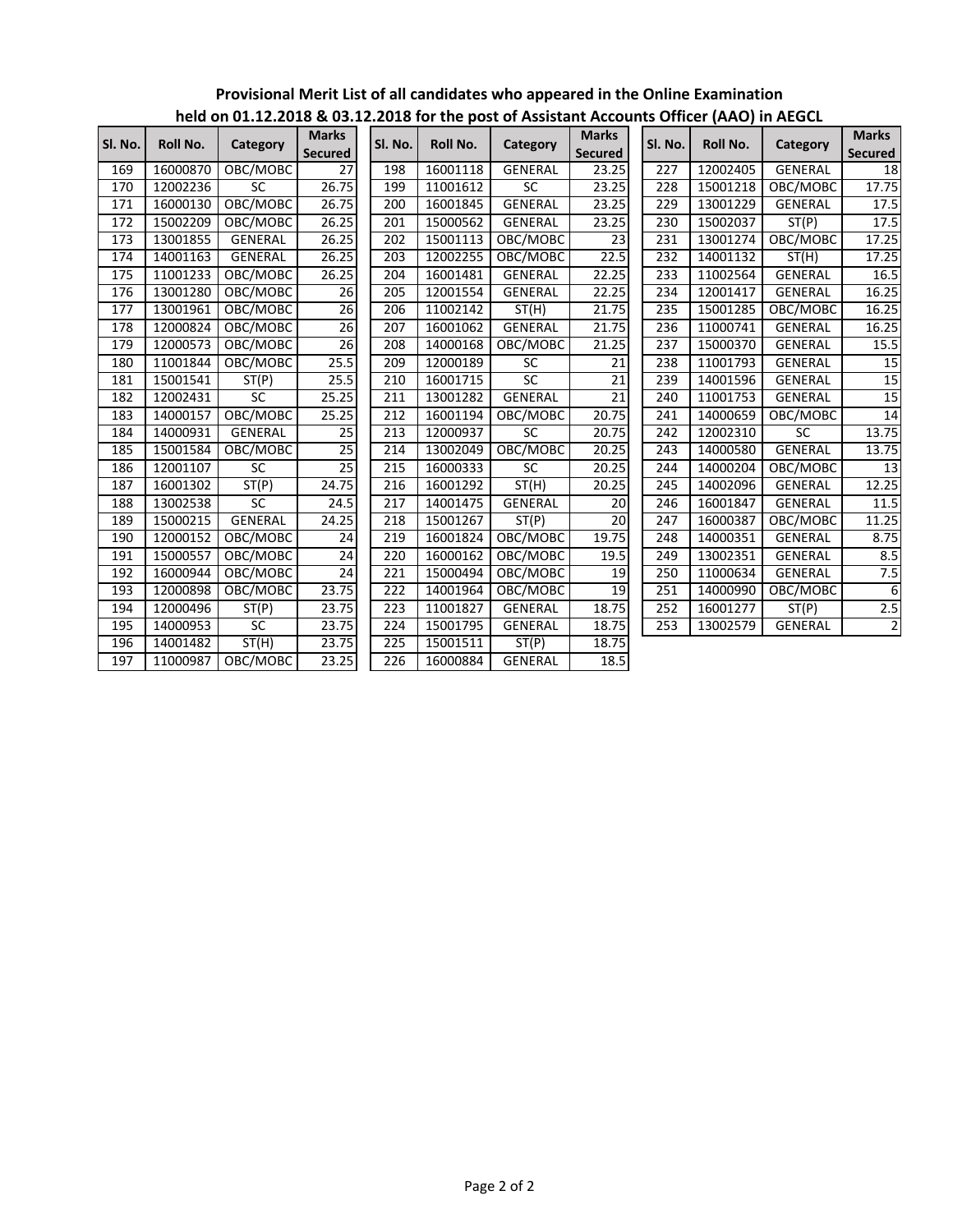**Provisional Merit List of all candidates who appeared in the Online Examination held on 01.12.2018 & 03.12.2018 for the post of Assistant Accounts Officer (AAO) in AEGCL**

| Sl. No. | Roll No. | Category | Marks Secured |
|---|---|---|---|
| 169 | 16000870 | OBC/MOBC | 27 |
| 170 | 12002236 | SC | 26.75 |
| 171 | 16000130 | OBC/MOBC | 26.75 |
| 172 | 15002209 | OBC/MOBC | 26.25 |
| 173 | 13001855 | GENERAL | 26.25 |
| 174 | 14001163 | GENERAL | 26.25 |
| 175 | 11001233 | OBC/MOBC | 26.25 |
| 176 | 13001280 | OBC/MOBC | 26 |
| 177 | 13001961 | OBC/MOBC | 26 |
| 178 | 12000824 | OBC/MOBC | 26 |
| 179 | 12000573 | OBC/MOBC | 26 |
| 180 | 11001844 | OBC/MOBC | 25.5 |
| 181 | 15001541 | ST(P) | 25.5 |
| 182 | 12002431 | SC | 25.25 |
| 183 | 14000157 | OBC/MOBC | 25.25 |
| 184 | 14000931 | GENERAL | 25 |
| 185 | 15001584 | OBC/MOBC | 25 |
| 186 | 12001107 | SC | 25 |
| 187 | 16001302 | ST(P) | 24.75 |
| 188 | 13002538 | SC | 24.5 |
| 189 | 15000215 | GENERAL | 24.25 |
| 190 | 12000152 | OBC/MOBC | 24 |
| 191 | 15000557 | OBC/MOBC | 24 |
| 192 | 16000944 | OBC/MOBC | 24 |
| 193 | 12000898 | OBC/MOBC | 23.75 |
| 194 | 12000496 | ST(P) | 23.75 |
| 195 | 14000953 | SC | 23.75 |
| 196 | 14001482 | ST(H) | 23.75 |
| 197 | 11000987 | OBC/MOBC | 23.25 |
| 198 | 16001118 | GENERAL | 23.25 |
| 199 | 11001612 | SC | 23.25 |
| 200 | 16001845 | GENERAL | 23.25 |
| 201 | 15000562 | GENERAL | 23.25 |
| 202 | 15001113 | OBC/MOBC | 23 |
| 203 | 12002255 | OBC/MOBC | 22.5 |
| 204 | 16001481 | GENERAL | 22.25 |
| 205 | 12001554 | GENERAL | 22.25 |
| 206 | 11002142 | ST(H) | 21.75 |
| 207 | 16001062 | GENERAL | 21.75 |
| 208 | 14000168 | OBC/MOBC | 21.25 |
| 209 | 12000189 | SC | 21 |
| 210 | 16001715 | SC | 21 |
| 211 | 13001282 | GENERAL | 21 |
| 212 | 16001194 | OBC/MOBC | 20.75 |
| 213 | 12000937 | SC | 20.75 |
| 214 | 13002049 | OBC/MOBC | 20.25 |
| 215 | 16000333 | SC | 20.25 |
| 216 | 16001292 | ST(H) | 20.25 |
| 217 | 14001475 | GENERAL | 20 |
| 218 | 15001267 | ST(P) | 20 |
| 219 | 16001824 | OBC/MOBC | 19.75 |
| 220 | 16000162 | OBC/MOBC | 19.5 |
| 221 | 15000494 | OBC/MOBC | 19 |
| 222 | 14001964 | OBC/MOBC | 19 |
| 223 | 11001827 | GENERAL | 18.75 |
| 224 | 15001795 | GENERAL | 18.75 |
| 225 | 15001511 | ST(P) | 18.75 |
| 226 | 16000884 | GENERAL | 18.5 |
| 227 | 12002405 | GENERAL | 18 |
| 228 | 15001218 | OBC/MOBC | 17.75 |
| 229 | 13001229 | GENERAL | 17.5 |
| 230 | 15002037 | ST(P) | 17.5 |
| 231 | 13001274 | OBC/MOBC | 17.25 |
| 232 | 14001132 | ST(H) | 17.25 |
| 233 | 11002564 | GENERAL | 16.5 |
| 234 | 12001417 | GENERAL | 16.25 |
| 235 | 15001285 | OBC/MOBC | 16.25 |
| 236 | 11000741 | GENERAL | 16.25 |
| 237 | 15000370 | GENERAL | 15.5 |
| 238 | 11001793 | GENERAL | 15 |
| 239 | 14001596 | GENERAL | 15 |
| 240 | 11001753 | GENERAL | 15 |
| 241 | 14000659 | OBC/MOBC | 14 |
| 242 | 12002310 | SC | 13.75 |
| 243 | 14000580 | GENERAL | 13.75 |
| 244 | 14000204 | OBC/MOBC | 13 |
| 245 | 14002096 | GENERAL | 12.25 |
| 246 | 16001847 | GENERAL | 11.5 |
| 247 | 16000387 | OBC/MOBC | 11.25 |
| 248 | 14000351 | GENERAL | 8.75 |
| 249 | 13002351 | GENERAL | 8.5 |
| 250 | 11000634 | GENERAL | 7.5 |
| 251 | 14000990 | OBC/MOBC | 6 |
| 252 | 16001277 | ST(P) | 2.5 |
| 253 | 13002579 | GENERAL | 2 |